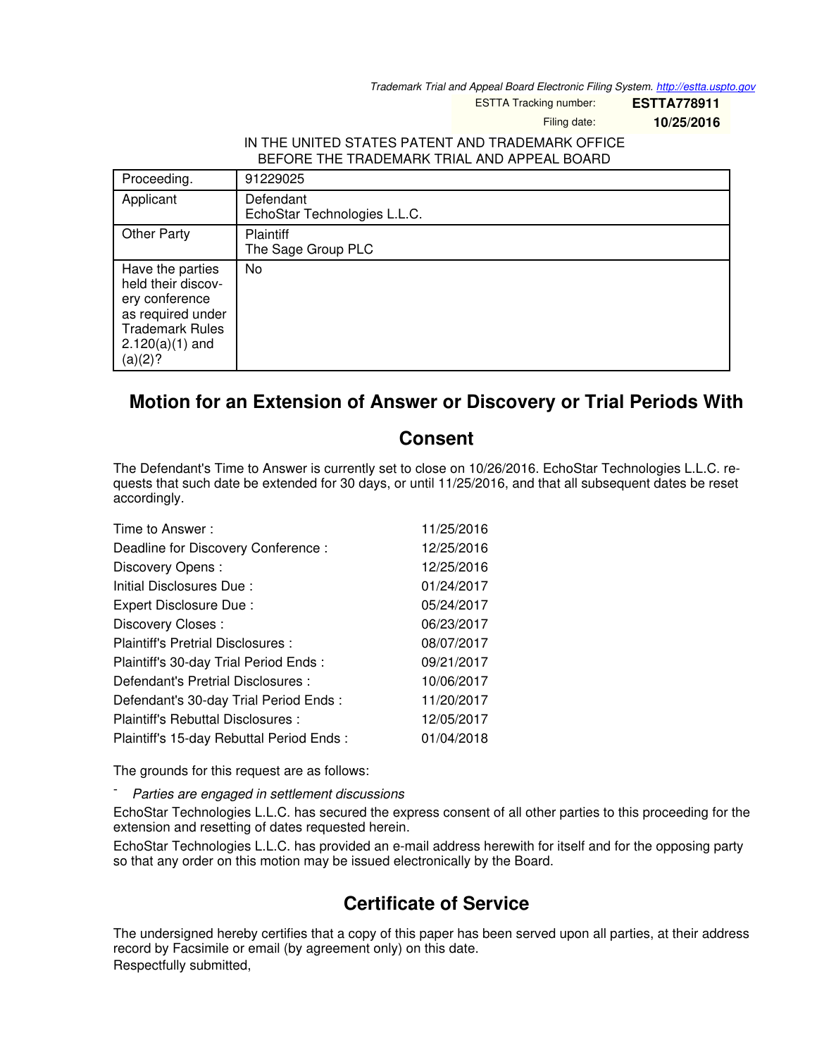Trademark Trial and Appeal Board Electronic Filing System. http://estta.uspto.gov

ESTTA Tracking number: **ESTTA778911**

Filing date: **10/25/2016**

IN THE UNITED STATES PATENT AND TRADEMARK OFFICE
BEFORE THE TRADEMARK TRIAL AND APPEAL BOARD

| Proceeding. | 91229025 |
|---|---|
| Applicant | Defendant<br>EchoStar Technologies L.L.C. |
| Other Party | Plaintiff<br>The Sage Group PLC |
| Have the parties held their discovery conference as required under Trademark Rules 2.120(a)(1) and (a)(2)? | No |

## Motion for an Extension of Answer or Discovery or Trial Periods With Consent

The Defendant's Time to Answer is currently set to close on 10/26/2016. EchoStar Technologies L.L.C. requests that such date be extended for 30 days, or until 11/25/2016, and that all subsequent dates be reset accordingly.

| | |
|---|---|
| Time to Answer : | 11/25/2016 |
| Deadline for Discovery Conference : | 12/25/2016 |
| Discovery Opens : | 12/25/2016 |
| Initial Disclosures Due : | 01/24/2017 |
| Expert Disclosure Due : | 05/24/2017 |
| Discovery Closes : | 06/23/2017 |
| Plaintiff's Pretrial Disclosures : | 08/07/2017 |
| Plaintiff's 30-day Trial Period Ends : | 09/21/2017 |
| Defendant's Pretrial Disclosures : | 10/06/2017 |
| Defendant's 30-day Trial Period Ends : | 11/20/2017 |
| Plaintiff's Rebuttal Disclosures : | 12/05/2017 |
| Plaintiff's 15-day Rebuttal Period Ends : | 01/04/2018 |

The grounds for this request are as follows:

- *Parties are engaged in settlement discussions*

EchoStar Technologies L.L.C. has secured the express consent of all other parties to this proceeding for the extension and resetting of dates requested herein.

EchoStar Technologies L.L.C. has provided an e-mail address herewith for itself and for the opposing party so that any order on this motion may be issued electronically by the Board.

## Certificate of Service

The undersigned hereby certifies that a copy of this paper has been served upon all parties, at their address record by Facsimile or email (by agreement only) on this date.

Respectfully submitted,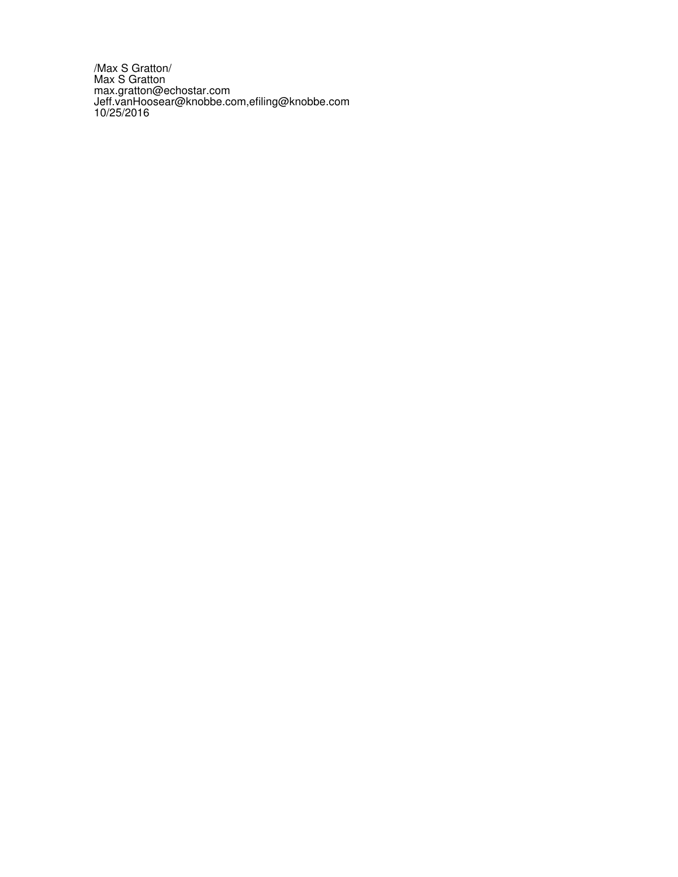/Max S Gratton/
Max S Gratton
max.gratton@echostar.com
Jeff.vanHoosear@knobbe.com,efiling@knobbe.com
10/25/2016